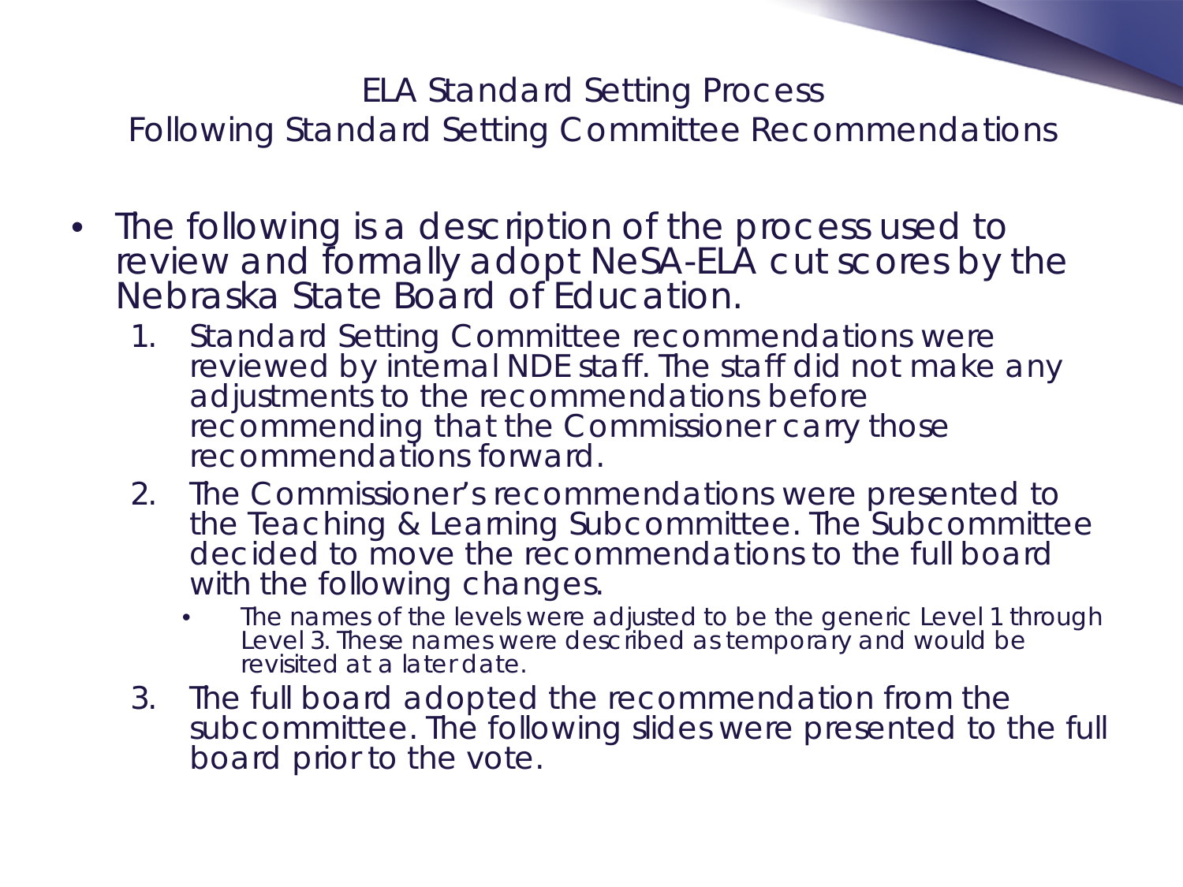# ELA Standard Setting Process

## Following Standard Setting Committee Recommendations

- The following is a description of the process used to review and formally adopt NeSA-ELA cut scores by the Nebraska State Board of Education.
  1. Standard Setting Committee recommendations were reviewed by internal NDE staff. The staff did not make any adjustments to the recommendations before recommending that the Commissioner carry those recommendations forward.
  2. The Commissioner's recommendations were presented to the Teaching & Learning Subcommittee. The Subcommittee decided to move the recommendations to the full board with the following changes.
     - The names of the levels were adjusted to be the generic Level 1 through Level 3. These names were described as temporary and would be revisited at a later date.
  3. The full board adopted the recommendation from the subcommittee. The following slides were presented to the full board prior to the vote.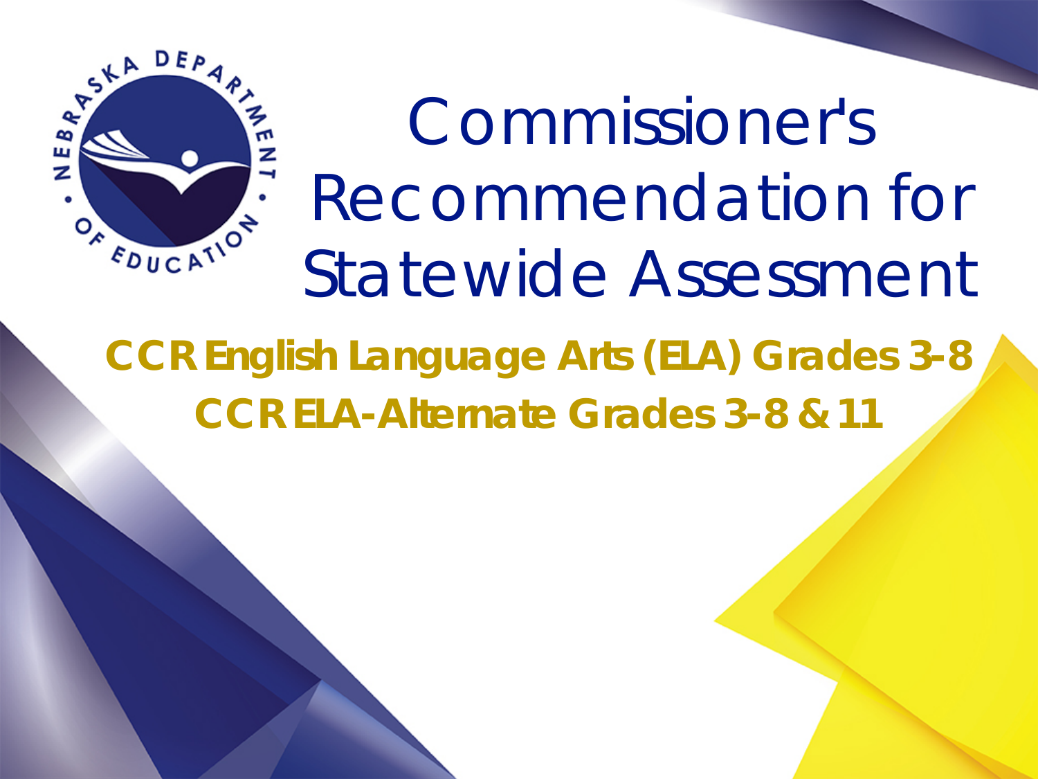# Commissioner's Recommendation for Statewide Assessment

**CCR English Language Arts (ELA) Grades 3-8**

**CCR ELA-Alternate Grades 3-8 & 11**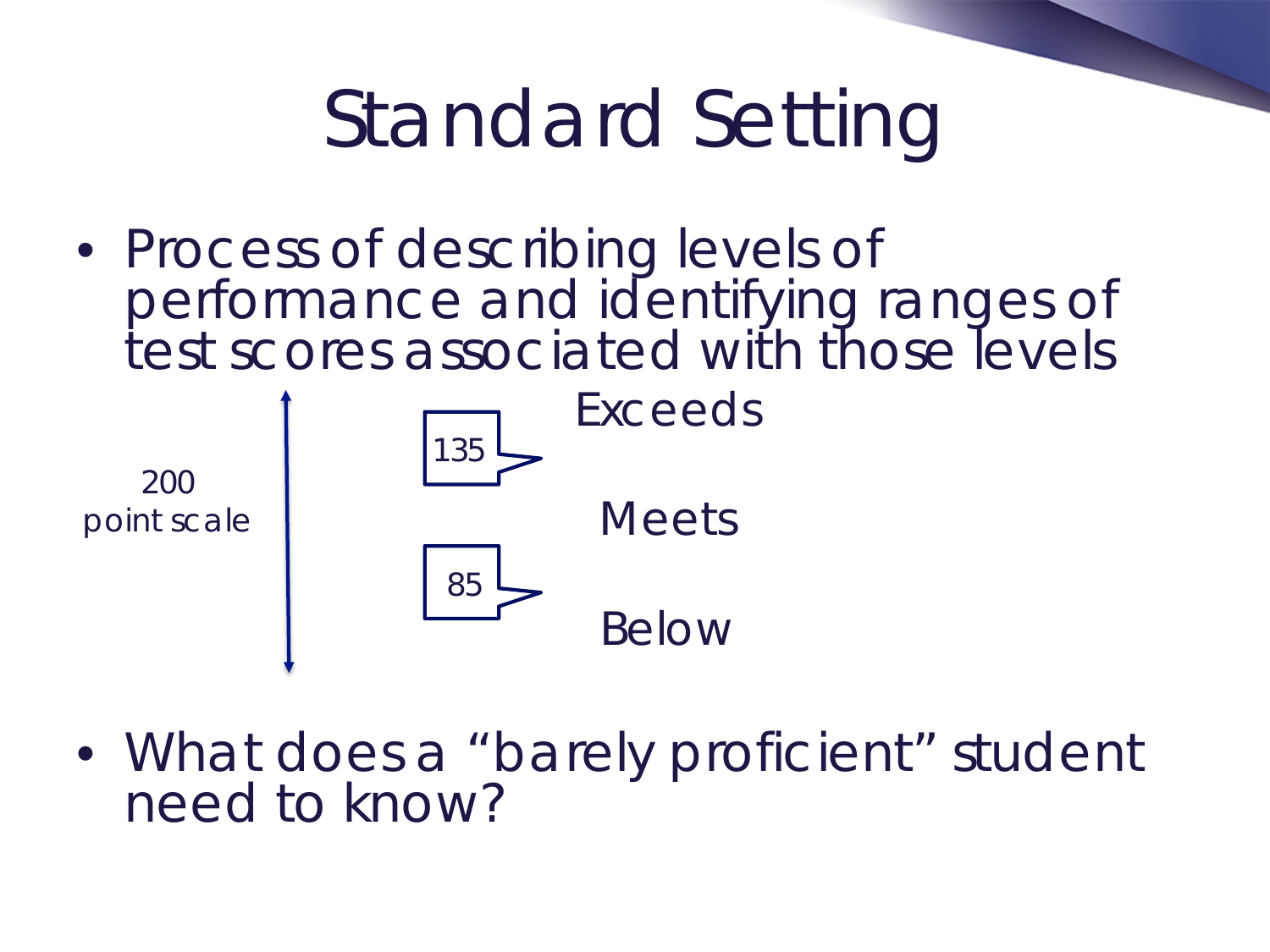# Standard Setting

- Process of describing levels of performance and identifying ranges of test scores associated with those levels

200 point scale

135

85

Exceeds

Meets

Below

- What does a "barely proficient" student need to know?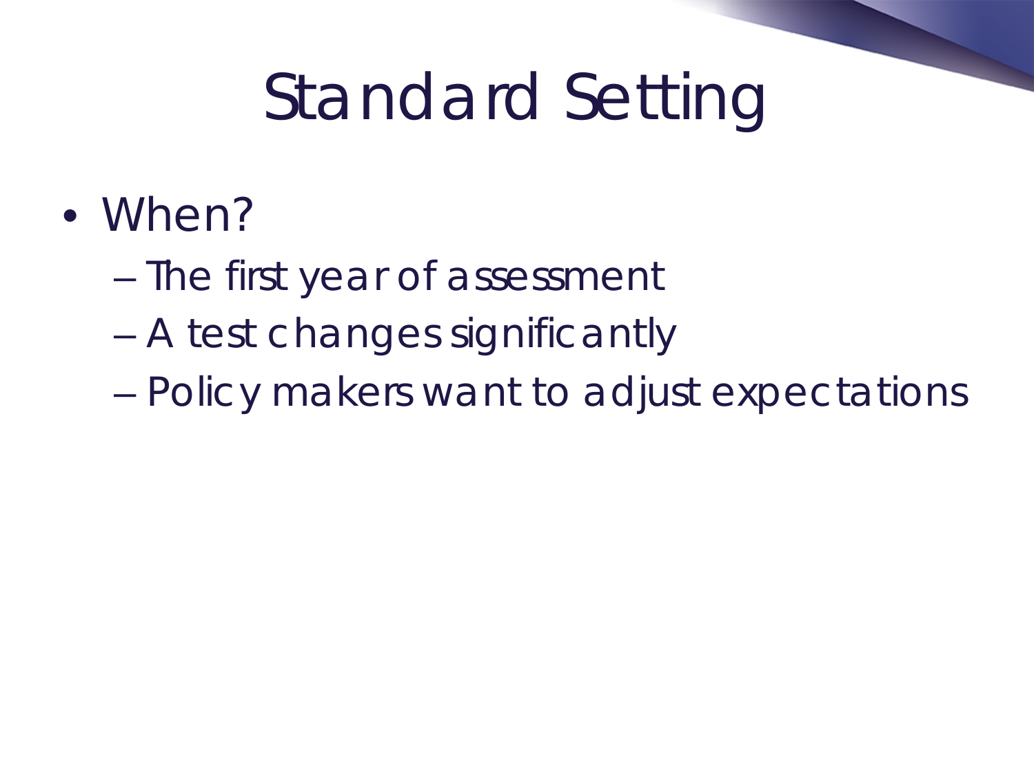# Standard Setting

- When?
  - The first year of assessment
  - A test changes significantly
  - Policy makers want to adjust expectations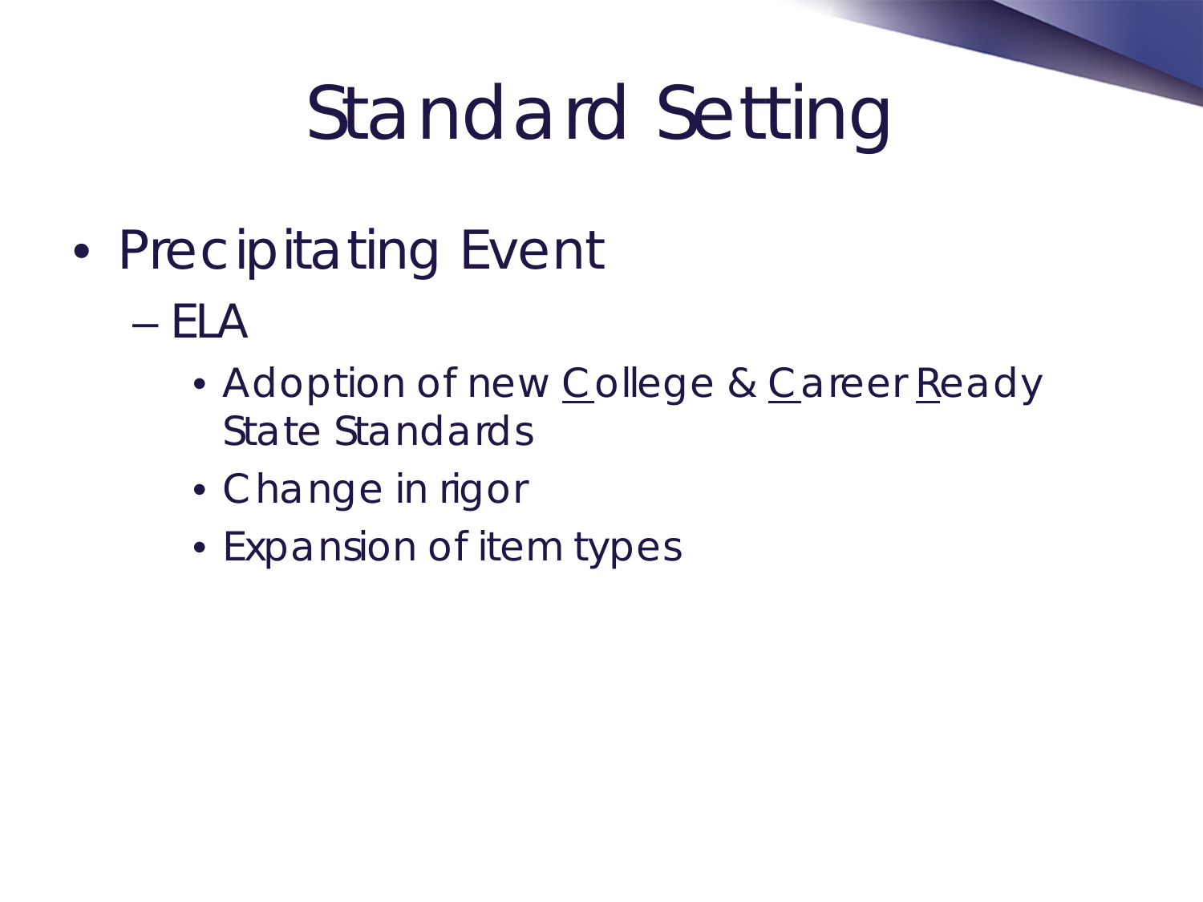# Standard Setting

- Precipitating Event
  - ELA
    - Adoption of new College & Career Ready State Standards
    - Change in rigor
    - Expansion of item types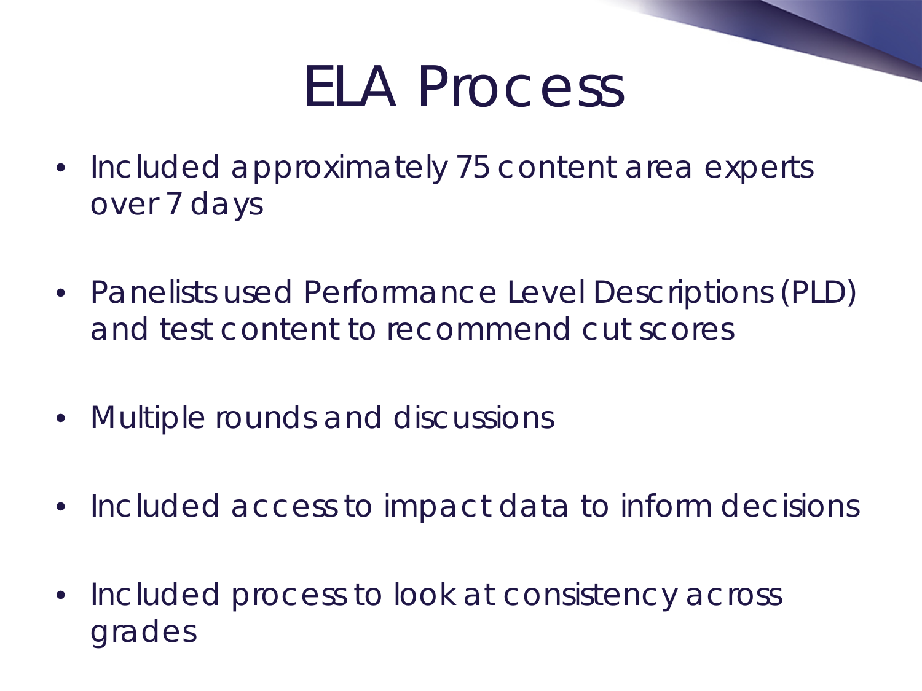# ELA Process

- Included approximately 75 content area experts over 7 days
- Panelists used Performance Level Descriptions (PLD) and test content to recommend cut scores
- Multiple rounds and discussions
- Included access to impact data to inform decisions
- Included process to look at consistency across grades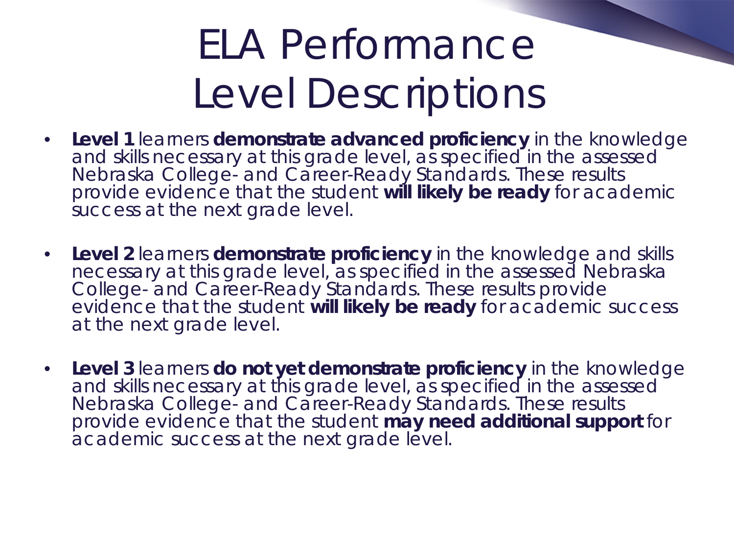# ELA Performance Level Descriptions

- **Level 1** learners **demonstrate advanced proficiency** in the knowledge and skills necessary at this grade level, as specified in the assessed Nebraska College- and Career-Ready Standards. These results provide evidence that the student **will likely be ready** for academic success at the next grade level.

- **Level 2** learners **demonstrate proficiency** in the knowledge and skills necessary at this grade level, as specified in the assessed Nebraska College- and Career-Ready Standards. These results provide evidence that the student **will likely be ready** for academic success at the next grade level.

- **Level 3** learners **do not yet demonstrate proficiency** in the knowledge and skills necessary at this grade level, as specified in the assessed Nebraska College- and Career-Ready Standards. These results provide evidence that the student **may need additional support** for academic success at the next grade level.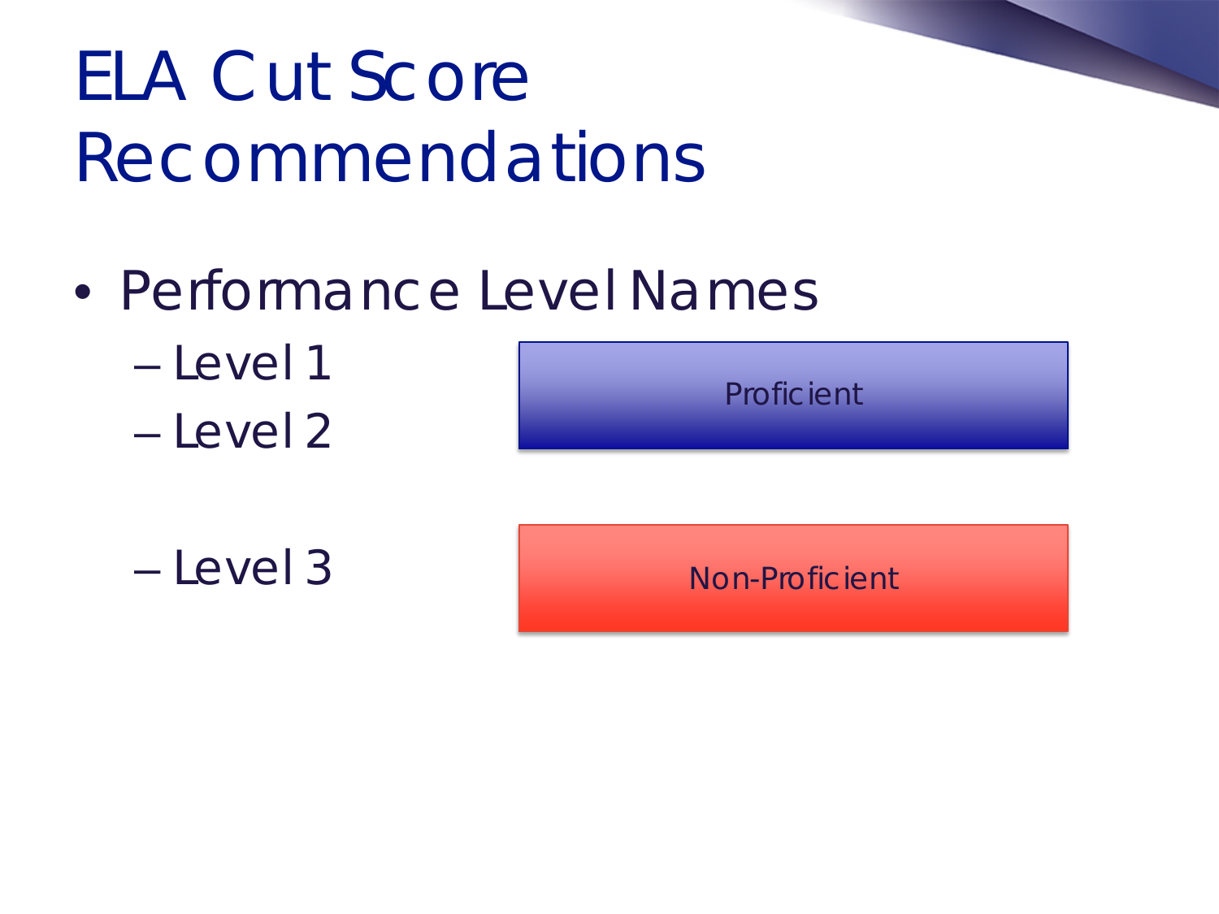# ELA Cut Score Recommendations

- Performance Level Names
  - Level 1
  - Level 2
  - Level 3

Proficient

Non-Proficient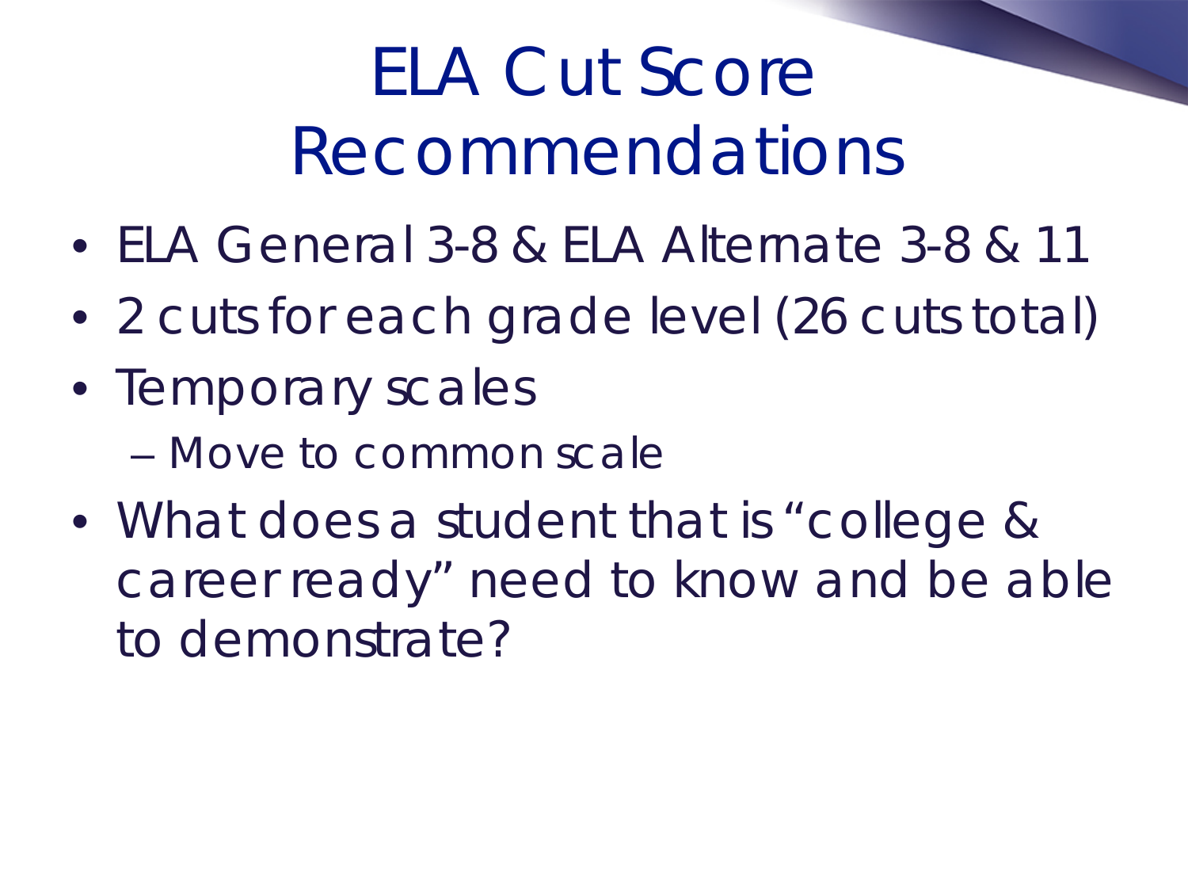# ELA Cut Score Recommendations

- ELA General 3-8 & ELA Alternate 3-8 & 11
- 2 cuts for each grade level (26 cuts total)
- Temporary scales
  - Move to common scale
- What does a student that is "college & career ready" need to know and be able to demonstrate?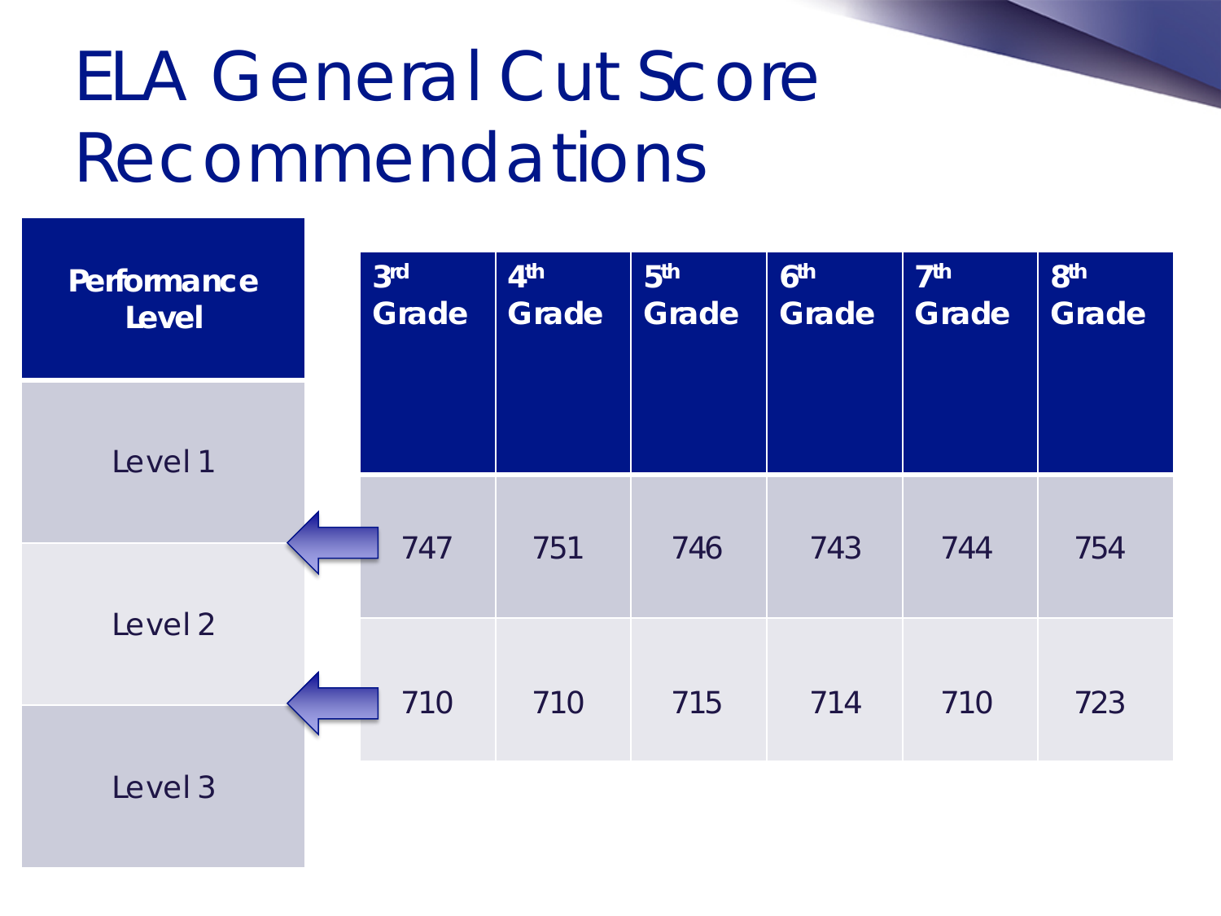# ELA General Cut Score Recommendations

| Performance Level | 3rd Grade | 4th Grade | 5th Grade | 6th Grade | 7th Grade | 8th Grade |
|---|---|---|---|---|---|---|
| Level 1 | | | | | | |
| Level 1 / Level 2 cut | 747 | 751 | 746 | 743 | 744 | 754 |
| Level 2 | | | | | | |
| Level 2 / Level 3 cut | 710 | 710 | 715 | 714 | 710 | 723 |
| Level 3 | | | | | | |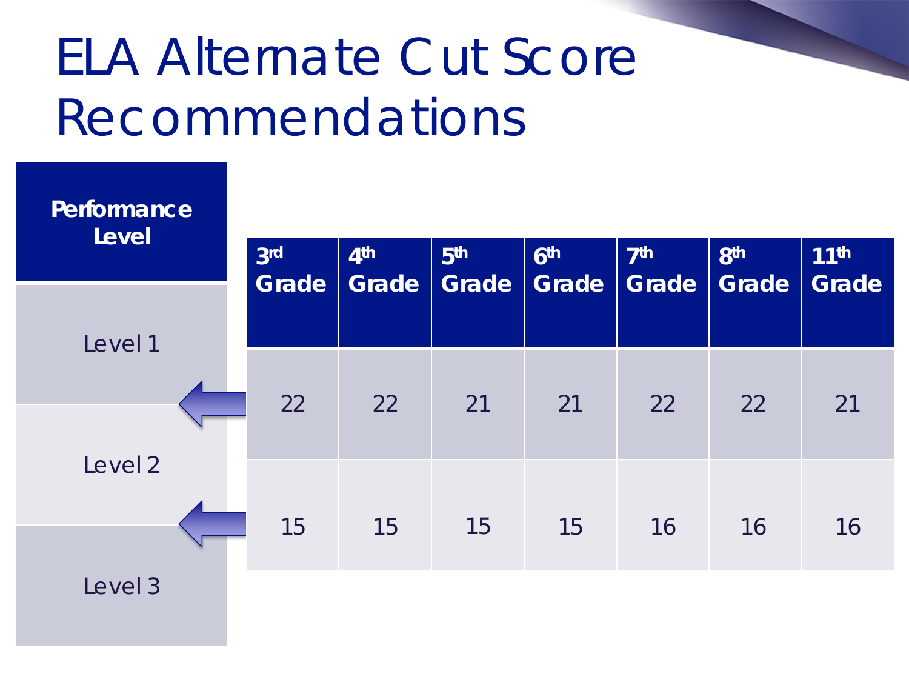# ELA Alternate Cut Score Recommendations

| Performance Level | 3rd Grade | 4th Grade | 5th Grade | 6th Grade | 7th Grade | 8th Grade | 11th Grade |
|---|---|---|---|---|---|---|---|
| Level 1 | | | | | | | |
| Level 1 / Level 2 cut | 22 | 22 | 21 | 21 | 22 | 22 | 21 |
| Level 2 | | | | | | | |
| Level 2 / Level 3 cut | 15 | 15 | 15 | 15 | 16 | 16 | 16 |
| Level 3 | | | | | | | |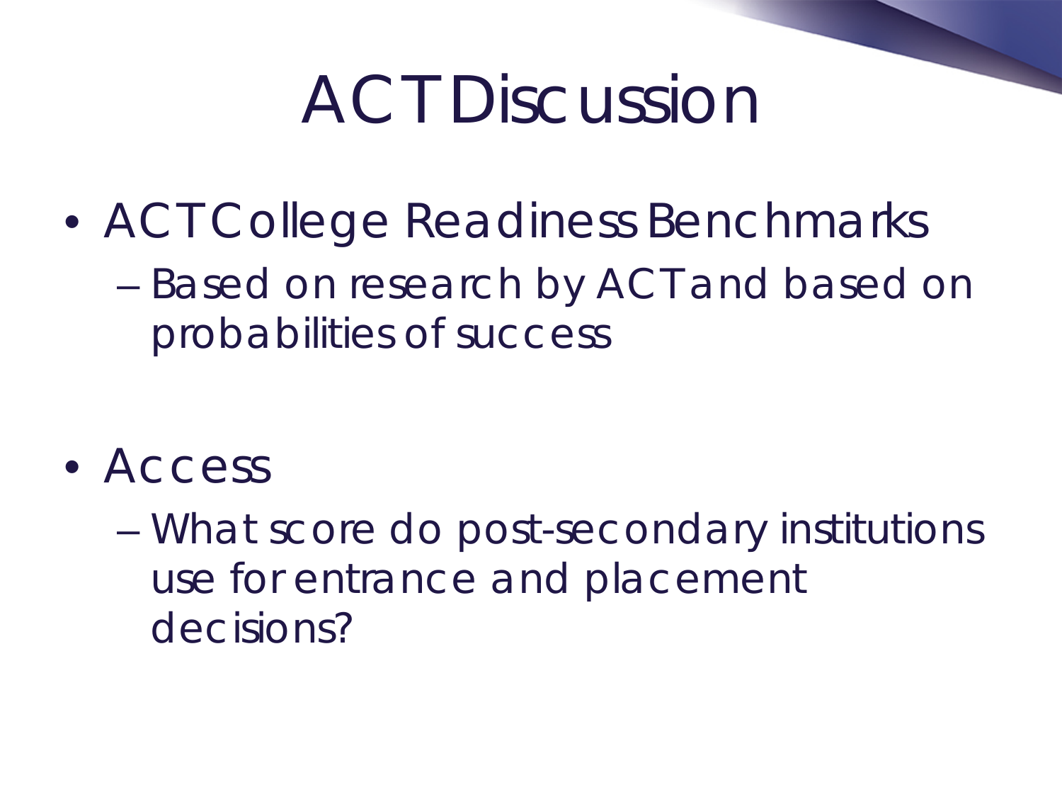# ACT Discussion

- ACT College Readiness Benchmarks
  - Based on research by ACT and based on probabilities of success

- Access
  - What score do post-secondary institutions use for entrance and placement decisions?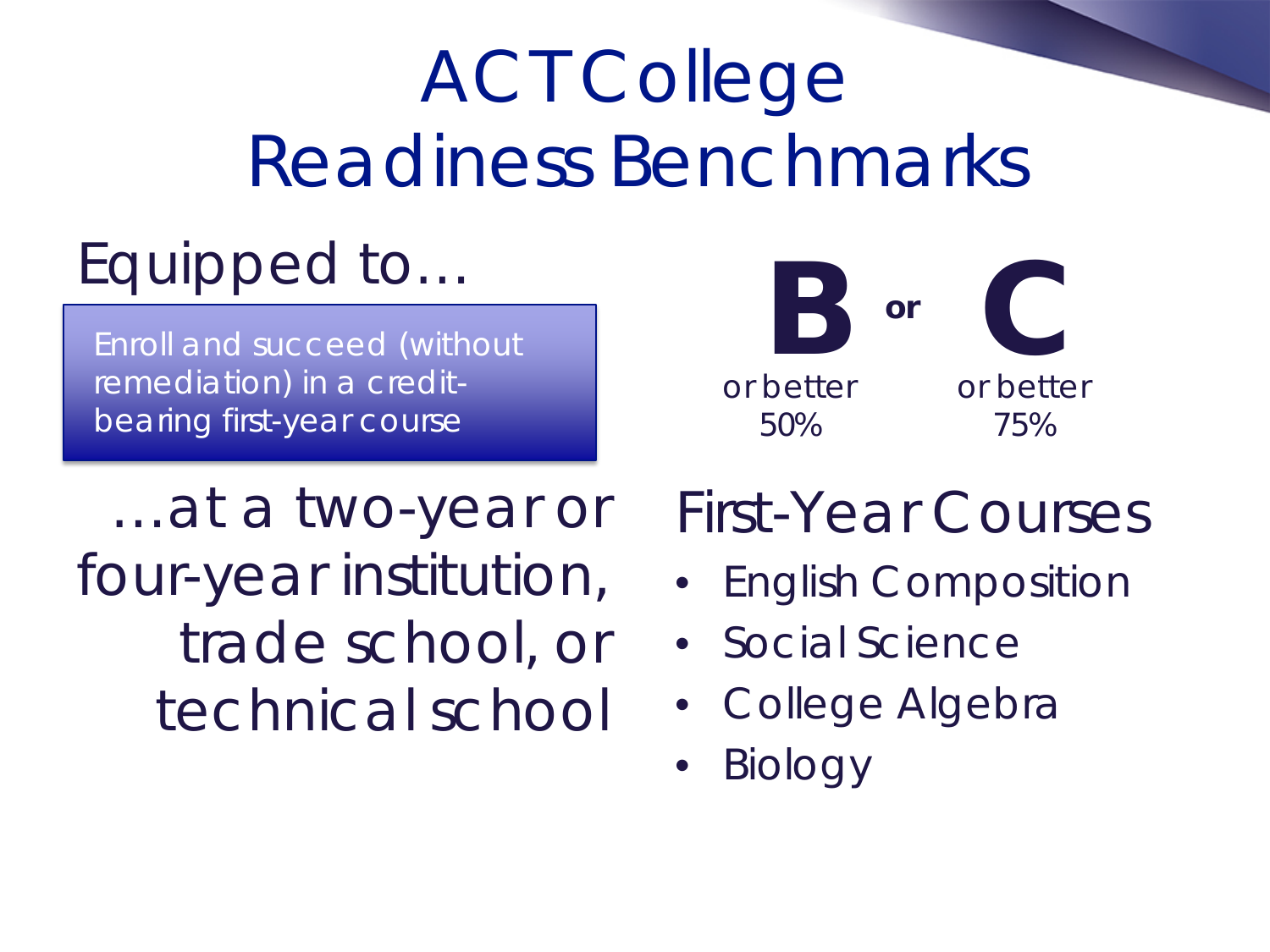# ACT College Readiness Benchmarks

## Equipped to…

Enroll and succeed (without remediation) in a credit-bearing first-year course

…at a two-year or four-year institution, trade school, or technical school

**B** or better 50%

or

**C** or better 75%

## First-Year Courses

- English Composition
- Social Science
- College Algebra
- Biology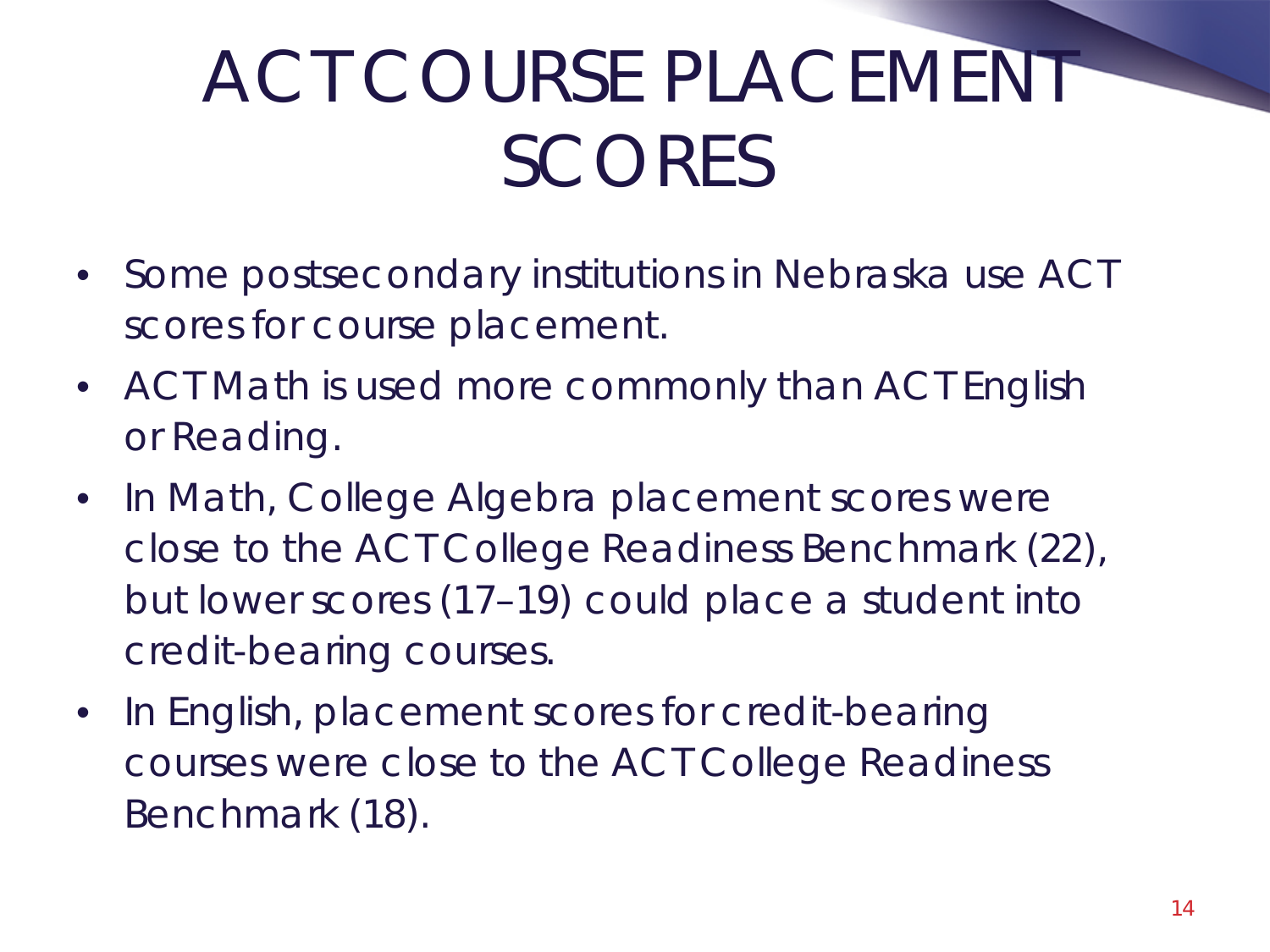# ACT COURSE PLACEMENT SCORES

- Some postsecondary institutions in Nebraska use ACT scores for course placement.
- ACT Math is used more commonly than ACT English or Reading.
- In Math, College Algebra placement scores were close to the ACT College Readiness Benchmark (22), but lower scores (17–19) could place a student into credit-bearing courses.
- In English, placement scores for credit-bearing courses were close to the ACT College Readiness Benchmark (18).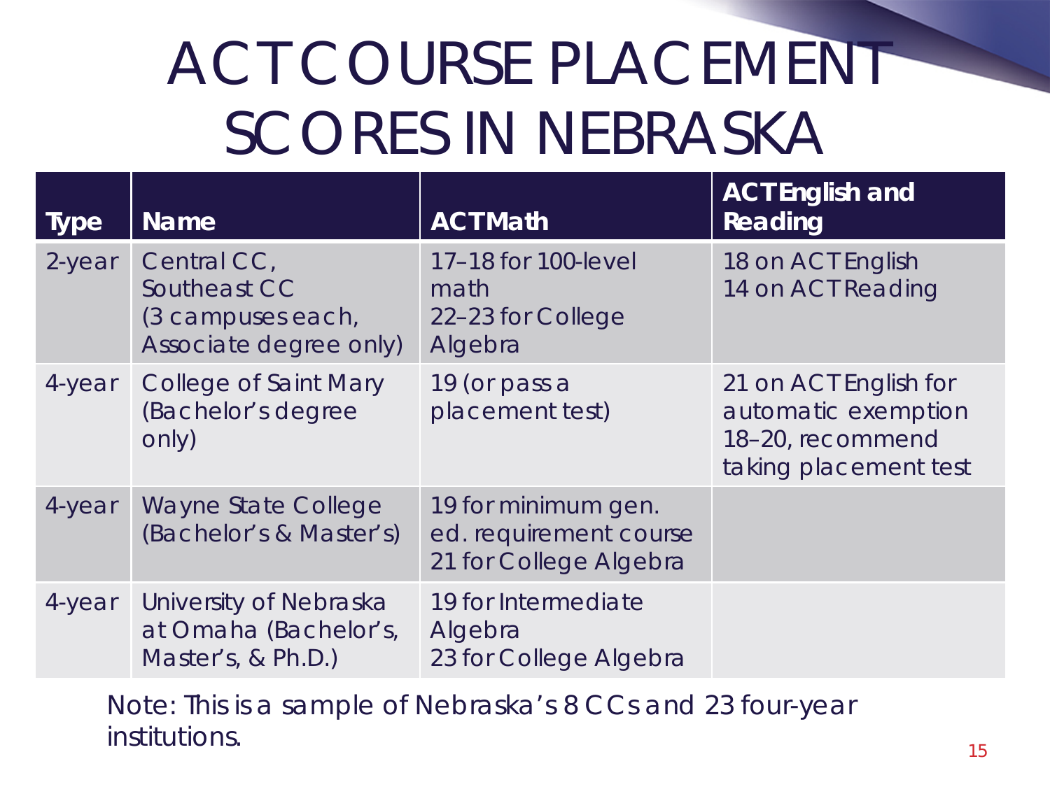# ACT COURSE PLACEMENT SCORES IN NEBRASKA

| Type | Name | ACT Math | ACT English and Reading |
|---|---|---|---|
| 2-year | Central CC, Southeast CC (3 campuses each, Associate degree only) | 17–18 for 100-level math<br>22–23 for College Algebra | 18 on ACT English<br>14 on ACT Reading |
| 4-year | College of Saint Mary (Bachelor's degree only) | 19 (or pass a placement test) | 21 on ACT English for automatic exemption<br>18–20, recommend taking placement test |
| 4-year | Wayne State College (Bachelor's & Master's) | 19 for minimum gen. ed. requirement course<br>21 for College Algebra | |
| 4-year | University of Nebraska at Omaha (Bachelor's, Master's, & Ph.D.) | 19 for Intermediate Algebra<br>23 for College Algebra | |

Note: This is a sample of Nebraska's 8 CCs and 23 four-year institutions.